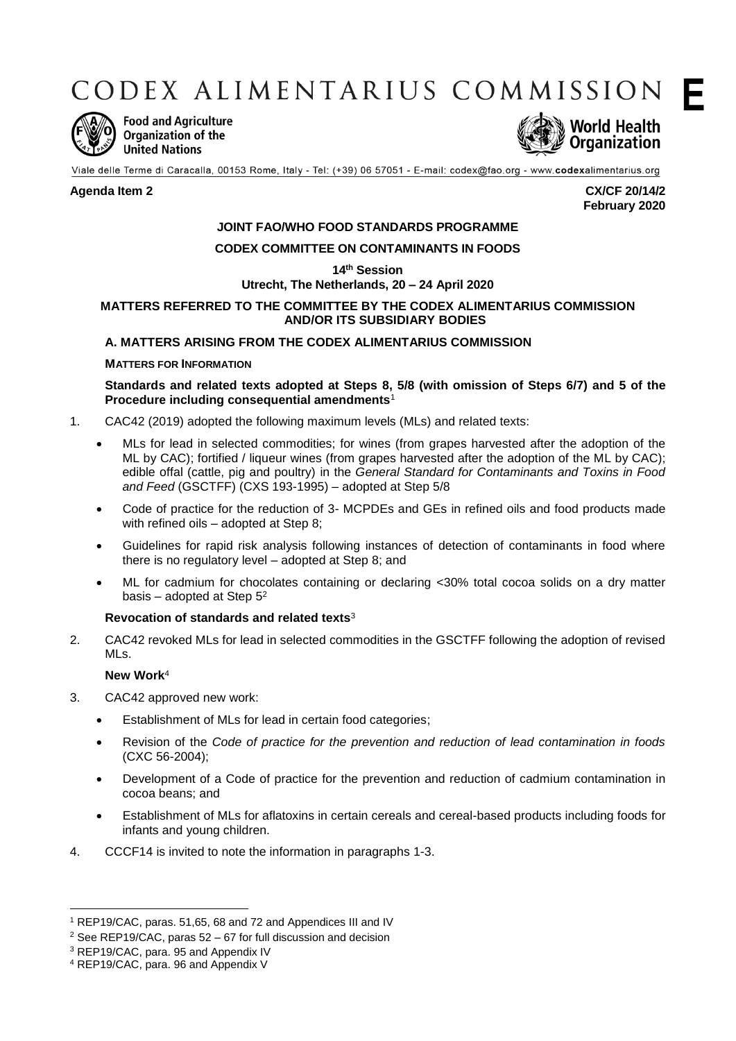# CODEX ALIMENTARIUS COMMISSION

**E**

Food and Agriculture Organization of the United Nations

World Health Organization

Viale delle Terme di Caracalla, 00153 Rome, Italy - Tel: (+39) 06 57051 - E-mail: codex@fao.org - www.codexalimentarius.org

**Agenda Item 2** **CX/CF 20/14/2**
**February 2020**

**JOINT FAO/WHO FOOD STANDARDS PROGRAMME**

**CODEX COMMITTEE ON CONTAMINANTS IN FOODS**

**14th Session**
**Utrecht, The Netherlands, 20 – 24 April 2020**

**MATTERS REFERRED TO THE COMMITTEE BY THE CODEX ALIMENTARIUS COMMISSION AND/OR ITS SUBSIDIARY BODIES**

## A. MATTERS ARISING FROM THE CODEX ALIMENTARIUS COMMISSION

**MATTERS FOR INFORMATION**

**Standards and related texts adopted at Steps 8, 5/8 (with omission of Steps 6/7) and 5 of the Procedure including consequential amendments**[1]

1. CAC42 (2019) adopted the following maximum levels (MLs) and related texts:

- MLs for lead in selected commodities; for wines (from grapes harvested after the adoption of the ML by CAC); fortified / liqueur wines (from grapes harvested after the adoption of the ML by CAC); edible offal (cattle, pig and poultry) in the *General Standard for Contaminants and Toxins in Food and Feed* (GSCTFF) (CXS 193-1995) – adopted at Step 5/8
- Code of practice for the reduction of 3- MCPDEs and GEs in refined oils and food products made with refined oils – adopted at Step 8;
- Guidelines for rapid risk analysis following instances of detection of contaminants in food where there is no regulatory level – adopted at Step 8; and
- ML for cadmium for chocolates containing or declaring <30% total cocoa solids on a dry matter basis – adopted at Step 5[2]

**Revocation of standards and related texts**[3]

2. CAC42 revoked MLs for lead in selected commodities in the GSCTFF following the adoption of revised MLs.

**New Work**[4]

3. CAC42 approved new work:

- Establishment of MLs for lead in certain food categories;
- Revision of the *Code of practice for the prevention and reduction of lead contamination in foods* (CXC 56-2004);
- Development of a Code of practice for the prevention and reduction of cadmium contamination in cocoa beans; and
- Establishment of MLs for aflatoxins in certain cereals and cereal-based products including foods for infants and young children.

4. CCCF14 is invited to note the information in paragraphs 1-3.

---

[1] REP19/CAC, paras. 51,65, 68 and 72 and Appendices III and IV

[2] See REP19/CAC, paras 52 – 67 for full discussion and decision

[3] REP19/CAC, para. 95 and Appendix IV

[4] REP19/CAC, para. 96 and Appendix V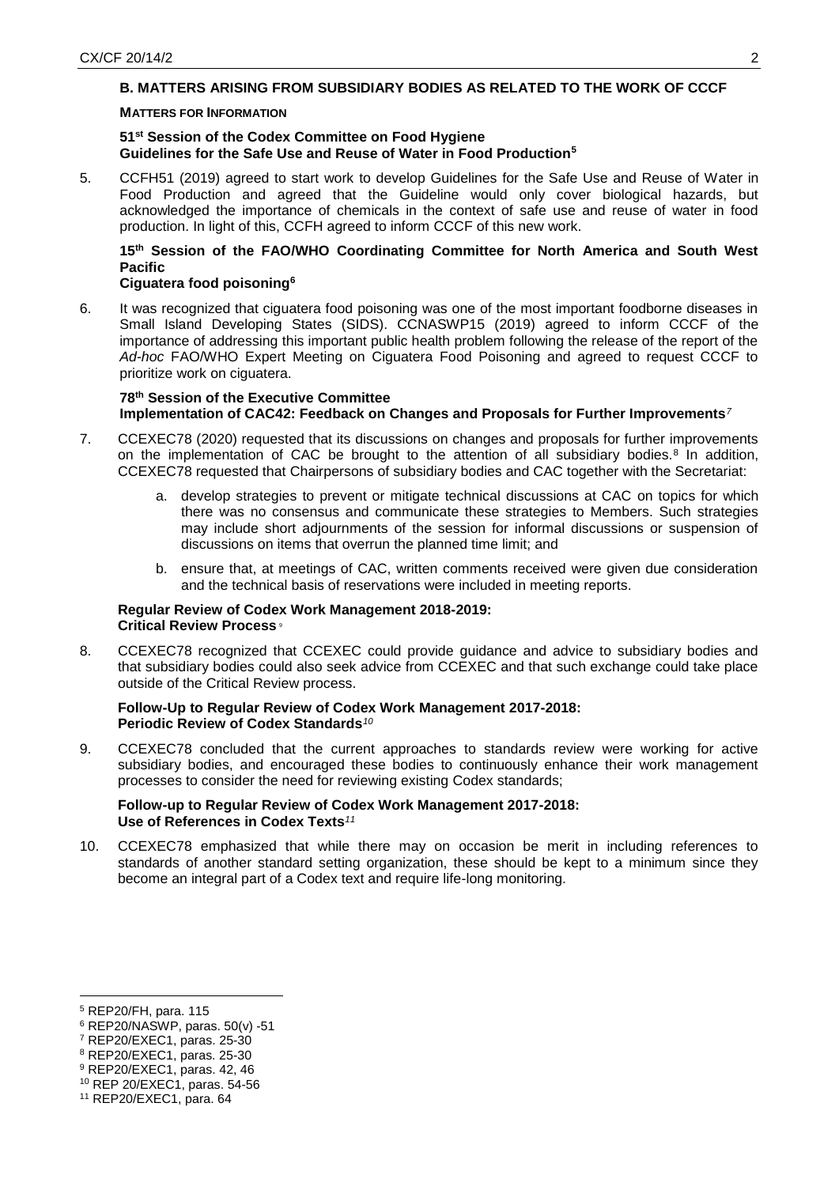## B. MATTERS ARISING FROM SUBSIDIARY BODIES AS RELATED TO THE WORK OF CCCF

### MATTERS FOR INFORMATION

**51st Session of the Codex Committee on Food Hygiene**
**Guidelines for the Safe Use and Reuse of Water in Food Production**[5]

5. CCFH51 (2019) agreed to start work to develop Guidelines for the Safe Use and Reuse of Water in Food Production and agreed that the Guideline would only cover biological hazards, but acknowledged the importance of chemicals in the context of safe use and reuse of water in food production. In light of this, CCFH agreed to inform CCCF of this new work.

**15th Session of the FAO/WHO Coordinating Committee for North America and South West Pacific**
**Ciguatera food poisoning**[6]

6. It was recognized that ciguatera food poisoning was one of the most important foodborne diseases in Small Island Developing States (SIDS). CCNASWP15 (2019) agreed to inform CCCF of the importance of addressing this important public health problem following the release of the report of the *Ad-hoc* FAO/WHO Expert Meeting on Ciguatera Food Poisoning and agreed to request CCCF to prioritize work on ciguatera.

**78th Session of the Executive Committee**
**Implementation of CAC42: Feedback on Changes and Proposals for Further Improvements**[7]

7. CCEXEC78 (2020) requested that its discussions on changes and proposals for further improvements on the implementation of CAC be brought to the attention of all subsidiary bodies.[8] In addition, CCEXEC78 requested that Chairpersons of subsidiary bodies and CAC together with the Secretariat:

   a. develop strategies to prevent or mitigate technical discussions at CAC on topics for which there was no consensus and communicate these strategies to Members. Such strategies may include short adjournments of the session for informal discussions or suspension of discussions on items that overrun the planned time limit; and

   b. ensure that, at meetings of CAC, written comments received were given due consideration and the technical basis of reservations were included in meeting reports.

**Regular Review of Codex Work Management 2018-2019:**
**Critical Review Process**[9]

8. CCEXEC78 recognized that CCEXEC could provide guidance and advice to subsidiary bodies and that subsidiary bodies could also seek advice from CCEXEC and that such exchange could take place outside of the Critical Review process.

**Follow-Up to Regular Review of Codex Work Management 2017-2018:**
**Periodic Review of Codex Standards**[10]

9. CCEXEC78 concluded that the current approaches to standards review were working for active subsidiary bodies, and encouraged these bodies to continuously enhance their work management processes to consider the need for reviewing existing Codex standards;

**Follow-up to Regular Review of Codex Work Management 2017-2018:**
**Use of References in Codex Texts**[11]

10. CCEXEC78 emphasized that while there may on occasion be merit in including references to standards of another standard setting organization, these should be kept to a minimum since they become an integral part of a Codex text and require life-long monitoring.

---

[5] REP20/FH, para. 115
[6] REP20/NASWP, paras. 50(v) -51
[7] REP20/EXEC1, paras. 25-30
[8] REP20/EXEC1, paras. 25-30
[9] REP20/EXEC1, paras. 42, 46
[10] REP 20/EXEC1, paras. 54-56
[11] REP20/EXEC1, para. 64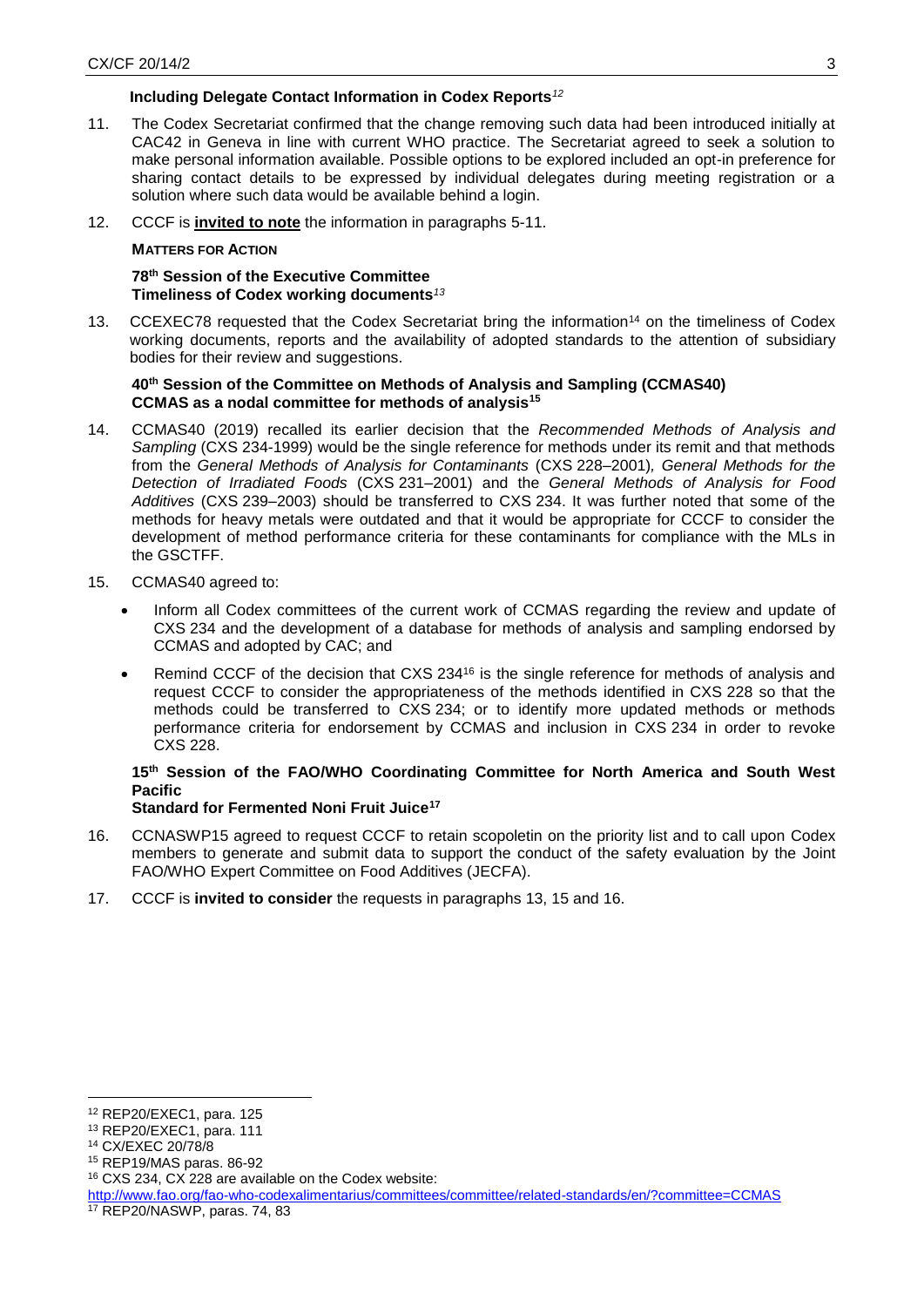**Including Delegate Contact Information in Codex Reports**[12]

11. The Codex Secretariat confirmed that the change removing such data had been introduced initially at CAC42 in Geneva in line with current WHO practice. The Secretariat agreed to seek a solution to make personal information available. Possible options to be explored included an opt-in preference for sharing contact details to be expressed by individual delegates during meeting registration or a solution where such data would be available behind a login.

12. CCCF is **invited to note** the information in paragraphs 5-11.

**MATTERS FOR ACTION**

**78th Session of the Executive Committee**
**Timeliness of Codex working documents**[13]

13. CCEXEC78 requested that the Codex Secretariat bring the information[14] on the timeliness of Codex working documents, reports and the availability of adopted standards to the attention of subsidiary bodies for their review and suggestions.

**40th Session of the Committee on Methods of Analysis and Sampling (CCMAS40)**
**CCMAS as a nodal committee for methods of analysis**[15]

14. CCMAS40 (2019) recalled its earlier decision that the *Recommended Methods of Analysis and Sampling* (CXS 234-1999) would be the single reference for methods under its remit and that methods from the *General Methods of Analysis for Contaminants* (CXS 228–2001)*, General Methods for the Detection of Irradiated Foods* (CXS 231–2001) and the *General Methods of Analysis for Food Additives* (CXS 239–2003) should be transferred to CXS 234. It was further noted that some of the methods for heavy metals were outdated and that it would be appropriate for CCCF to consider the development of method performance criteria for these contaminants for compliance with the MLs in the GSCTFF.

15. CCMAS40 agreed to:

- Inform all Codex committees of the current work of CCMAS regarding the review and update of CXS 234 and the development of a database for methods of analysis and sampling endorsed by CCMAS and adopted by CAC; and
- Remind CCCF of the decision that CXS 234[16] is the single reference for methods of analysis and request CCCF to consider the appropriateness of the methods identified in CXS 228 so that the methods could be transferred to CXS 234; or to identify more updated methods or methods performance criteria for endorsement by CCMAS and inclusion in CXS 234 in order to revoke CXS 228.

**15th Session of the FAO/WHO Coordinating Committee for North America and South West Pacific**
**Standard for Fermented Noni Fruit Juice**[17]

16. CCNASWP15 agreed to request CCCF to retain scopoletin on the priority list and to call upon Codex members to generate and submit data to support the conduct of the safety evaluation by the Joint FAO/WHO Expert Committee on Food Additives (JECFA).

17. CCCF is **invited to consider** the requests in paragraphs 13, 15 and 16.

---

[12] REP20/EXEC1, para. 125
[13] REP20/EXEC1, para. 111
[14] CX/EXEC 20/78/8
[15] REP19/MAS paras. 86-92
[16] CXS 234, CX 228 are available on the Codex website: http://www.fao.org/fao-who-codexalimentarius/committees/committee/related-standards/en/?committee=CCMAS
[17] REP20/NASWP, paras. 74, 83